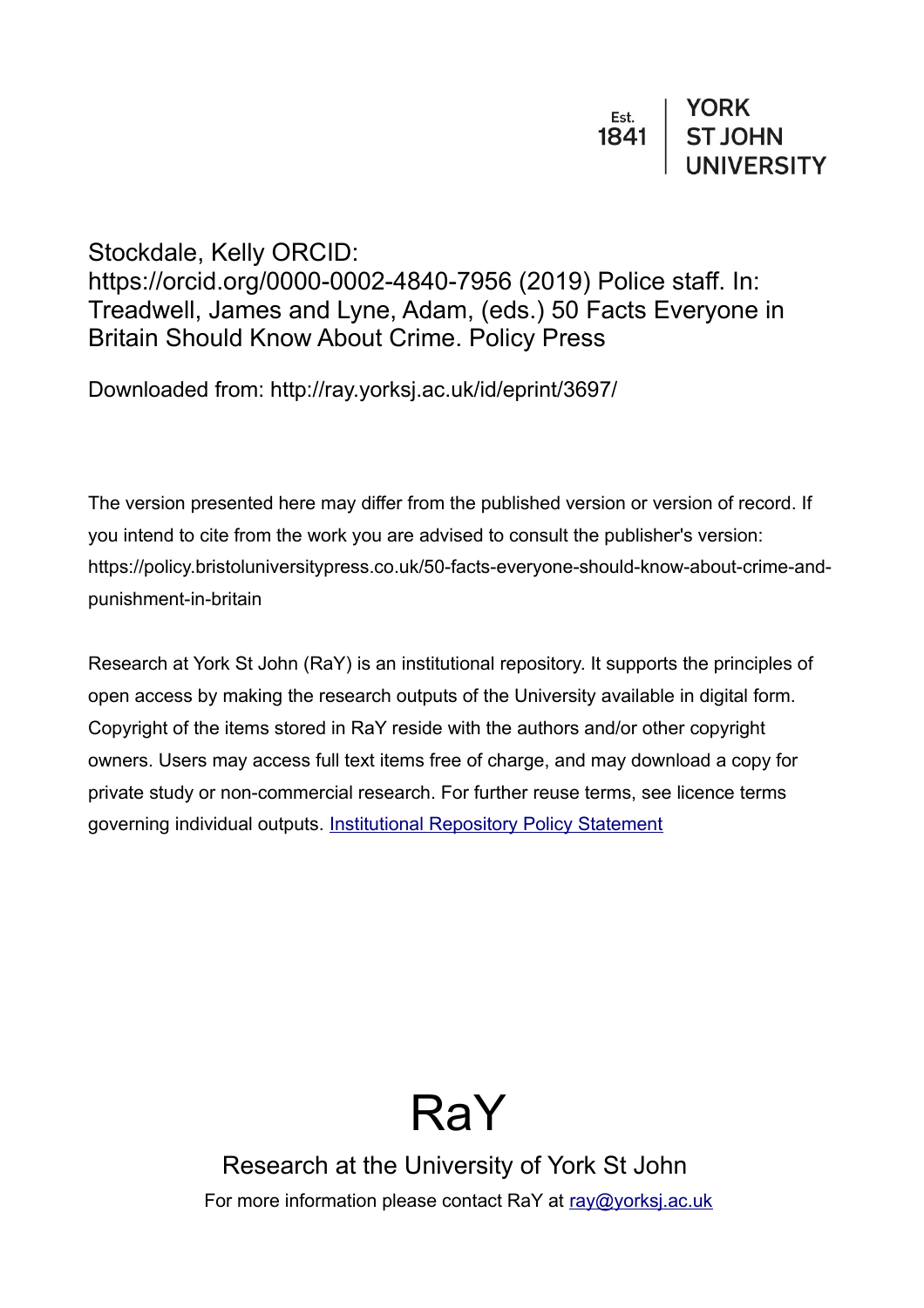Est. 1841 | YORK ST JOHN UNIVERSITY

Stockdale, Kelly ORCID: https://orcid.org/0000-0002-4840-7956 (2019) Police staff. In: Treadwell, James and Lyne, Adam, (eds.) 50 Facts Everyone in Britain Should Know About Crime. Policy Press

Downloaded from: http://ray.yorksj.ac.uk/id/eprint/3697/

The version presented here may differ from the published version or version of record. If you intend to cite from the work you are advised to consult the publisher's version: https://policy.bristoluniversitypress.co.uk/50-facts-everyone-should-know-about-crime-and-punishment-in-britain

Research at York St John (RaY) is an institutional repository. It supports the principles of open access by making the research outputs of the University available in digital form. Copyright of the items stored in RaY reside with the authors and/or other copyright owners. Users may access full text items free of charge, and may download a copy for private study or non-commercial research. For further reuse terms, see licence terms governing individual outputs. [Institutional Repository Policy Statement]

# RaY

Research at the University of York St John

For more information please contact RaY at [ray@yorksj.ac.uk]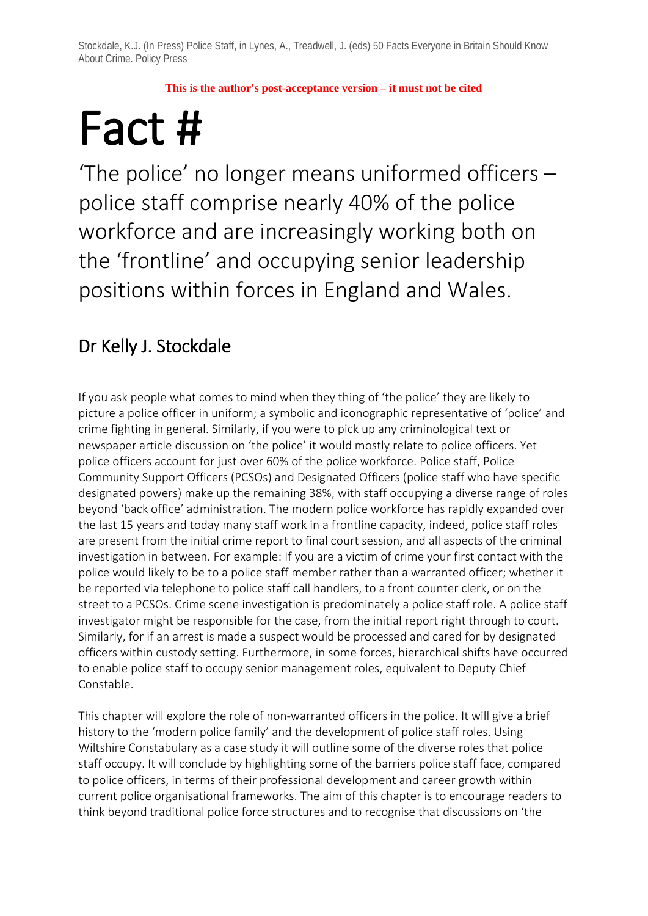**This is the author's post-acceptance version – it must not be cited**

# Fact #

'The police' no longer means uniformed officers – police staff comprise nearly 40% of the police workforce and are increasingly working both on the 'frontline' and occupying senior leadership positions within forces in England and Wales.

## Dr Kelly J. Stockdale

If you ask people what comes to mind when they thing of 'the police' they are likely to picture a police officer in uniform; a symbolic and iconographic representative of 'police' and crime fighting in general. Similarly, if you were to pick up any criminological text or newspaper article discussion on 'the police' it would mostly relate to police officers. Yet police officers account for just over 60% of the police workforce. Police staff, Police Community Support Officers (PCSOs) and Designated Officers (police staff who have specific designated powers) make up the remaining 38%, with staff occupying a diverse range of roles beyond 'back office' administration. The modern police workforce has rapidly expanded over the last 15 years and today many staff work in a frontline capacity, indeed, police staff roles are present from the initial crime report to final court session, and all aspects of the criminal investigation in between. For example: If you are a victim of crime your first contact with the police would likely to be to a police staff member rather than a warranted officer; whether it be reported via telephone to police staff call handlers, to a front counter clerk, or on the street to a PCSOs. Crime scene investigation is predominately a police staff role. A police staff investigator might be responsible for the case, from the initial report right through to court. Similarly, for if an arrest is made a suspect would be processed and cared for by designated officers within custody setting. Furthermore, in some forces, hierarchical shifts have occurred to enable police staff to occupy senior management roles, equivalent to Deputy Chief Constable.

This chapter will explore the role of non-warranted officers in the police. It will give a brief history to the 'modern police family' and the development of police staff roles. Using Wiltshire Constabulary as a case study it will outline some of the diverse roles that police staff occupy. It will conclude by highlighting some of the barriers police staff face, compared to police officers, in terms of their professional development and career growth within current police organisational frameworks. The aim of this chapter is to encourage readers to think beyond traditional police force structures and to recognise that discussions on 'the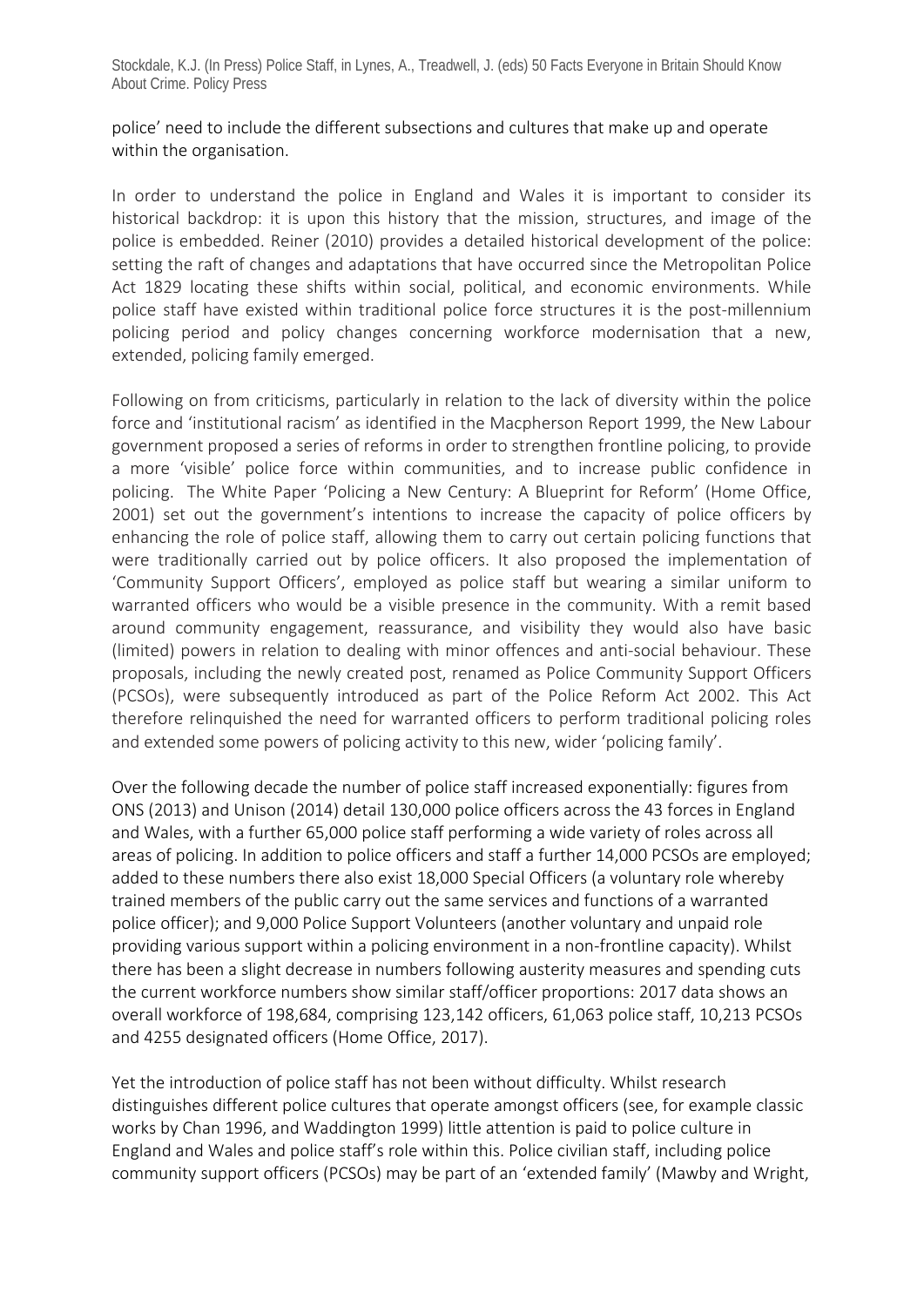police' need to include the different subsections and cultures that make up and operate within the organisation.

In order to understand the police in England and Wales it is important to consider its historical backdrop: it is upon this history that the mission, structures, and image of the police is embedded. Reiner (2010) provides a detailed historical development of the police: setting the raft of changes and adaptations that have occurred since the Metropolitan Police Act 1829 locating these shifts within social, political, and economic environments. While police staff have existed within traditional police force structures it is the post-millennium policing period and policy changes concerning workforce modernisation that a new, extended, policing family emerged.

Following on from criticisms, particularly in relation to the lack of diversity within the police force and 'institutional racism' as identified in the Macpherson Report 1999, the New Labour government proposed a series of reforms in order to strengthen frontline policing, to provide a more 'visible' police force within communities, and to increase public confidence in policing. The White Paper 'Policing a New Century: A Blueprint for Reform' (Home Office, 2001) set out the government's intentions to increase the capacity of police officers by enhancing the role of police staff, allowing them to carry out certain policing functions that were traditionally carried out by police officers. It also proposed the implementation of 'Community Support Officers', employed as police staff but wearing a similar uniform to warranted officers who would be a visible presence in the community. With a remit based around community engagement, reassurance, and visibility they would also have basic (limited) powers in relation to dealing with minor offences and anti-social behaviour. These proposals, including the newly created post, renamed as Police Community Support Officers (PCSOs), were subsequently introduced as part of the Police Reform Act 2002. This Act therefore relinquished the need for warranted officers to perform traditional policing roles and extended some powers of policing activity to this new, wider 'policing family'.

Over the following decade the number of police staff increased exponentially: figures from ONS (2013) and Unison (2014) detail 130,000 police officers across the 43 forces in England and Wales, with a further 65,000 police staff performing a wide variety of roles across all areas of policing. In addition to police officers and staff a further 14,000 PCSOs are employed; added to these numbers there also exist 18,000 Special Officers (a voluntary role whereby trained members of the public carry out the same services and functions of a warranted police officer); and 9,000 Police Support Volunteers (another voluntary and unpaid role providing various support within a policing environment in a non-frontline capacity). Whilst there has been a slight decrease in numbers following austerity measures and spending cuts the current workforce numbers show similar staff/officer proportions: 2017 data shows an overall workforce of 198,684, comprising 123,142 officers, 61,063 police staff, 10,213 PCSOs and 4255 designated officers (Home Office, 2017).

Yet the introduction of police staff has not been without difficulty. Whilst research distinguishes different police cultures that operate amongst officers (see, for example classic works by Chan 1996, and Waddington 1999) little attention is paid to police culture in England and Wales and police staff's role within this. Police civilian staff, including police community support officers (PCSOs) may be part of an 'extended family' (Mawby and Wright,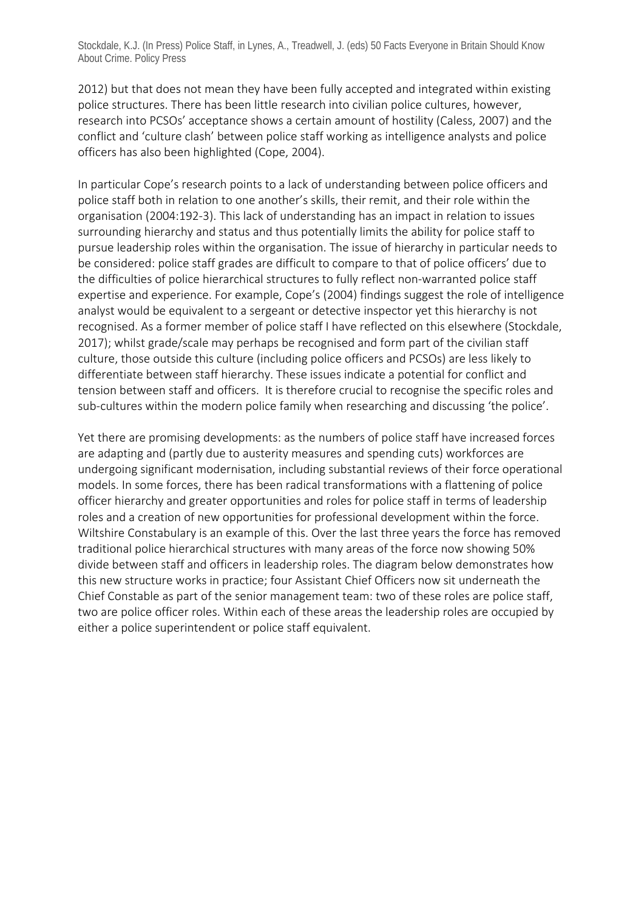2012) but that does not mean they have been fully accepted and integrated within existing police structures. There has been little research into civilian police cultures, however, research into PCSOs' acceptance shows a certain amount of hostility (Caless, 2007) and the conflict and 'culture clash' between police staff working as intelligence analysts and police officers has also been highlighted (Cope, 2004).

In particular Cope's research points to a lack of understanding between police officers and police staff both in relation to one another's skills, their remit, and their role within the organisation (2004:192-3). This lack of understanding has an impact in relation to issues surrounding hierarchy and status and thus potentially limits the ability for police staff to pursue leadership roles within the organisation. The issue of hierarchy in particular needs to be considered: police staff grades are difficult to compare to that of police officers' due to the difficulties of police hierarchical structures to fully reflect non-warranted police staff expertise and experience. For example, Cope's (2004) findings suggest the role of intelligence analyst would be equivalent to a sergeant or detective inspector yet this hierarchy is not recognised. As a former member of police staff I have reflected on this elsewhere (Stockdale, 2017); whilst grade/scale may perhaps be recognised and form part of the civilian staff culture, those outside this culture (including police officers and PCSOs) are less likely to differentiate between staff hierarchy. These issues indicate a potential for conflict and tension between staff and officers. It is therefore crucial to recognise the specific roles and sub-cultures within the modern police family when researching and discussing 'the police'.

Yet there are promising developments: as the numbers of police staff have increased forces are adapting and (partly due to austerity measures and spending cuts) workforces are undergoing significant modernisation, including substantial reviews of their force operational models. In some forces, there has been radical transformations with a flattening of police officer hierarchy and greater opportunities and roles for police staff in terms of leadership roles and a creation of new opportunities for professional development within the force. Wiltshire Constabulary is an example of this. Over the last three years the force has removed traditional police hierarchical structures with many areas of the force now showing 50% divide between staff and officers in leadership roles. The diagram below demonstrates how this new structure works in practice; four Assistant Chief Officers now sit underneath the Chief Constable as part of the senior management team: two of these roles are police staff, two are police officer roles. Within each of these areas the leadership roles are occupied by either a police superintendent or police staff equivalent.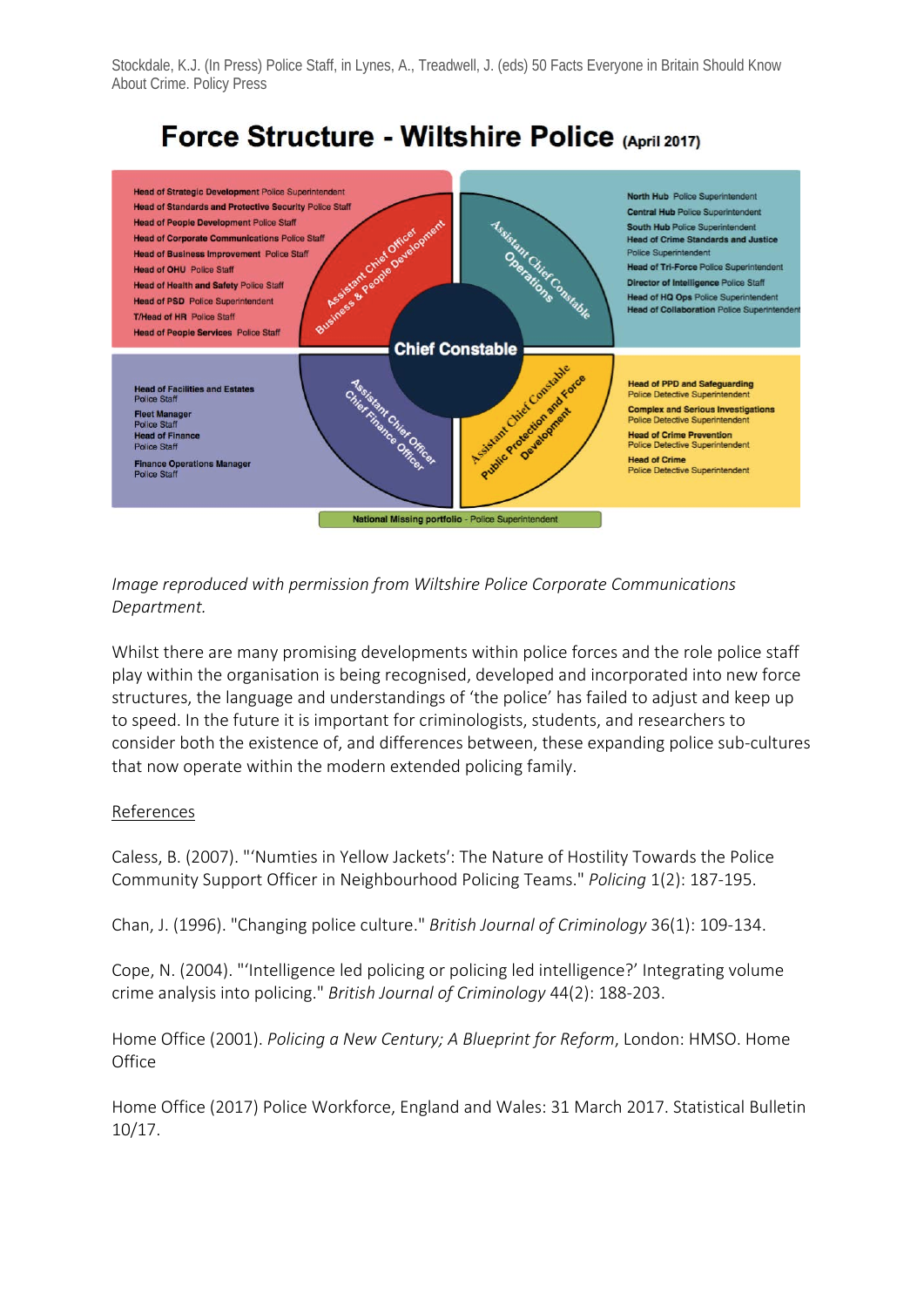# Force Structure - Wiltshire Police (April 2017)

**Chief Constable**

**Assistant Chief Officer Business & People Development**

- **Head of Strategic Development** Police Superintendent
- **Head of Standards and Protective Security** Police Staff
- **Head of People Development** Police Staff
- **Head of Corporate Communications** Police Staff
- **Head of Business Improvement** Police Staff
- **Head of OHU** Police Staff
- **Head of Health and Safety** Police Staff
- **Head of PSD** Police Superintendent
- **T/Head of HR** Police Staff
- **Head of People Services** Police Staff

**Assistant Chief Constable Operations**

- **North Hub** Police Superintendent
- **Central Hub** Police Superintendent
- **South Hub** Police Superintendent
- **Head of Crime Standards and Justice** Police Superintendent
- **Head of Tri-Force** Police Superintendent
- **Director of Intelligence** Police Staff
- **Head of HQ Ops** Police Superintendent
- **Head of Collaboration** Police Superintendent

**Assistant Chief Officer Chief Finance Officer**

- **Head of Facilities and Estates** Police Staff
- **Fleet Manager** Police Staff
- **Head of Finance** Police Staff
- **Finance Operations Manager** Police Staff

**Assistant Chief Constable Public Protection and Force Development**

- **Head of PPD and Safeguarding** Police Detective Superintendent
- **Complex and Serious Investigations** Police Detective Superintendent
- **Head of Crime Prevention** Police Detective Superintendent
- **Head of Crime** Police Detective Superintendent

**National Missing portfolio** - Police Superintendent

*Image reproduced with permission from Wiltshire Police Corporate Communications Department.*

Whilst there are many promising developments within police forces and the role police staff play within the organisation is being recognised, developed and incorporated into new force structures, the language and understandings of 'the police' has failed to adjust and keep up to speed. In the future it is important for criminologists, students, and researchers to consider both the existence of, and differences between, these expanding police sub-cultures that now operate within the modern extended policing family.

## References

Caless, B. (2007). "'Numties in Yellow Jackets': The Nature of Hostility Towards the Police Community Support Officer in Neighbourhood Policing Teams." *Policing* 1(2): 187-195.

Chan, J. (1996). "Changing police culture." *British Journal of Criminology* 36(1): 109-134.

Cope, N. (2004). "'Intelligence led policing or policing led intelligence?' Integrating volume crime analysis into policing." *British Journal of Criminology* 44(2): 188-203.

Home Office (2001). *Policing a New Century; A Blueprint for Reform*, London: HMSO. Home Office

Home Office (2017) Police Workforce, England and Wales: 31 March 2017. Statistical Bulletin 10/17.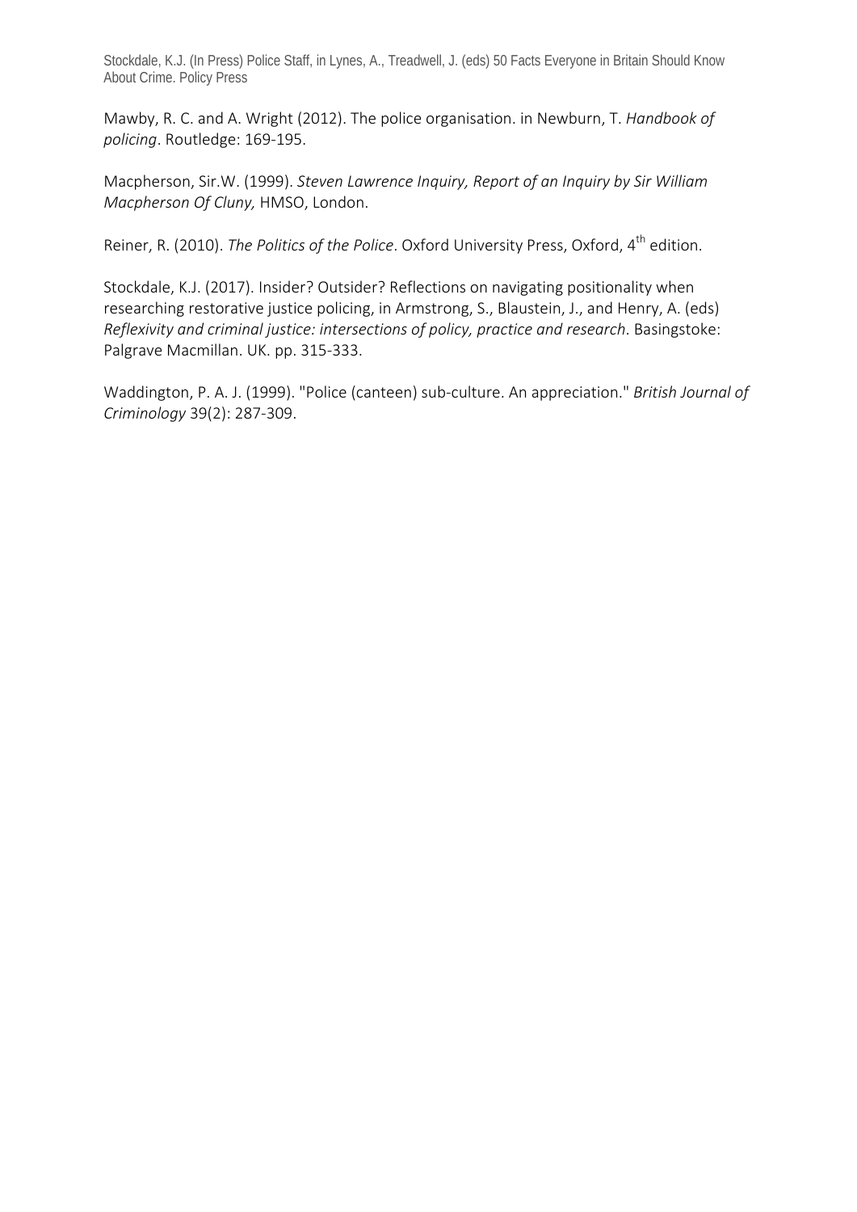Mawby, R. C. and A. Wright (2012). The police organisation. in Newburn, T. *Handbook of policing*. Routledge: 169-195.

Macpherson, Sir.W. (1999). *Steven Lawrence Inquiry, Report of an Inquiry by Sir William Macpherson Of Cluny,* HMSO, London.

Reiner, R. (2010). *The Politics of the Police*. Oxford University Press, Oxford, 4th edition.

Stockdale, K.J. (2017). Insider? Outsider? Reflections on navigating positionality when researching restorative justice policing, in Armstrong, S., Blaustein, J., and Henry, A. (eds) *Reflexivity and criminal justice: intersections of policy, practice and research*. Basingstoke: Palgrave Macmillan. UK. pp. 315-333.

Waddington, P. A. J. (1999). "Police (canteen) sub-culture. An appreciation." *British Journal of Criminology* 39(2): 287-309.